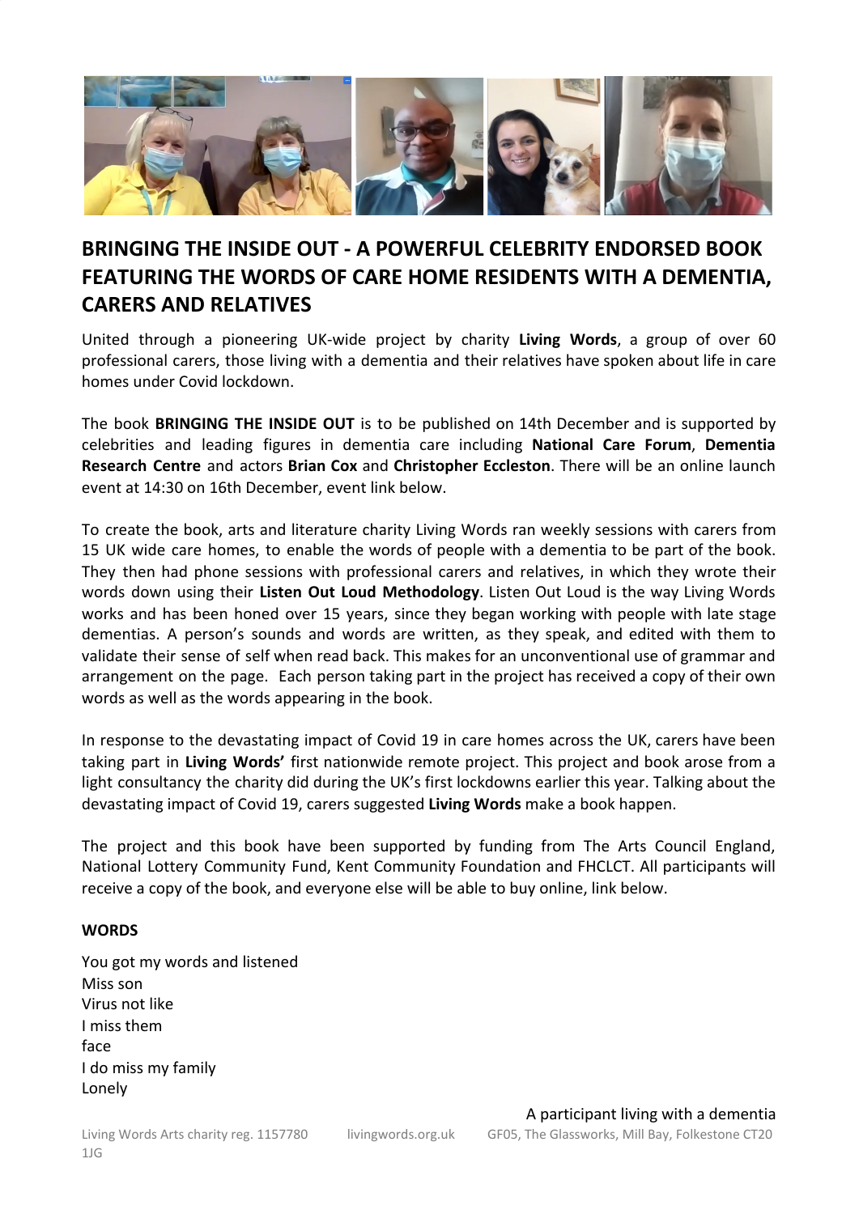# BRINGING THE INSIDE OUT - A POWERFUL CELEBRITY ENDORSED BOOK FEATURING THE WORDS OF CARE HOME RESIDENTS WITH A DEMENTIA, CARERS AND RELATIVES

United through a pioneering UK-wide project by charity **Living Words**, a group of over 60 professional carers, those living with a dementia and their relatives have spoken about life in care homes under Covid lockdown.

The book **BRINGING THE INSIDE OUT** is to be published on 14th December and is supported by celebrities and leading figures in dementia care including **National Care Forum**, **Dementia Research Centre** and actors **Brian Cox** and **Christopher Eccleston**. There will be an online launch event at 14:30 on 16th December, event link below.

To create the book, arts and literature charity Living Words ran weekly sessions with carers from 15 UK wide care homes, to enable the words of people with a dementia to be part of the book. They then had phone sessions with professional carers and relatives, in which they wrote their words down using their **Listen Out Loud Methodology**. Listen Out Loud is the way Living Words works and has been honed over 15 years, since they began working with people with late stage dementias. A person's sounds and words are written, as they speak, and edited with them to validate their sense of self when read back. This makes for an unconventional use of grammar and arrangement on the page. Each person taking part in the project has received a copy of their own words as well as the words appearing in the book.

In response to the devastating impact of Covid 19 in care homes across the UK, carers have been taking part in **Living Words'** first nationwide remote project. This project and book arose from a light consultancy the charity did during the UK's first lockdowns earlier this year. Talking about the devastating impact of Covid 19, carers suggested **Living Words** make a book happen.

The project and this book have been supported by funding from The Arts Council England, National Lottery Community Fund, Kent Community Foundation and FHCLCT. All participants will receive a copy of the book, and everyone else will be able to buy online, link below.

**WORDS**

You got my words and listened  
Miss son  
Virus not like  
I miss them  
face  
I do miss my family  
Lonely

A participant living with a dementia

Living Words Arts charity reg. 1157780 livingwords.org.uk GF05, The Glassworks, Mill Bay, Folkestone CT20 1JG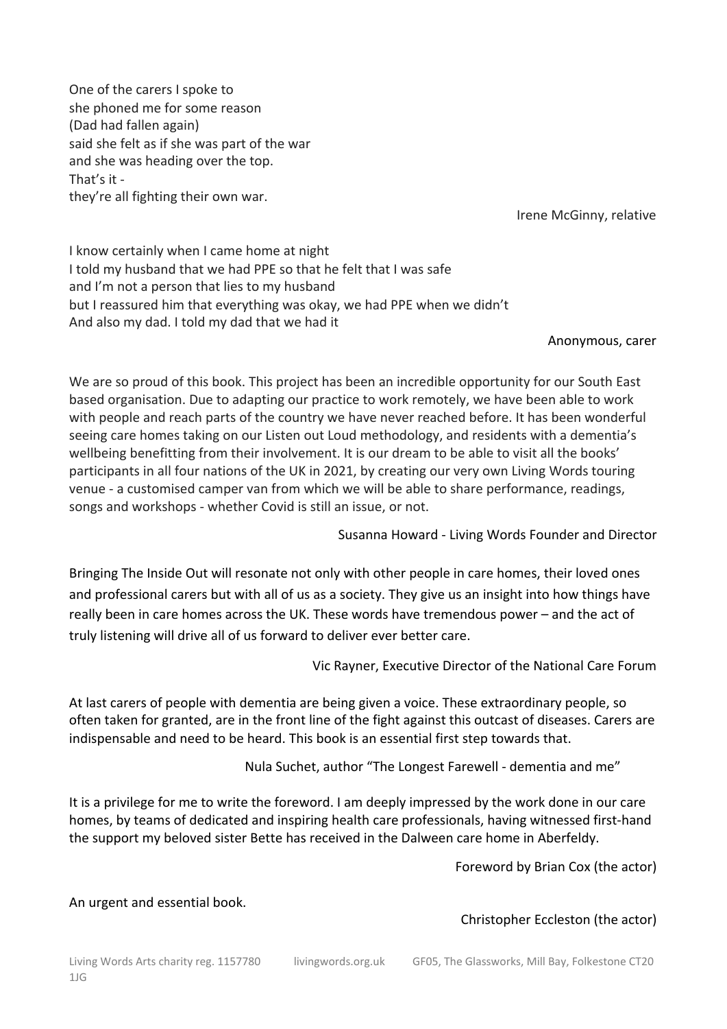One of the carers I spoke to
she phoned me for some reason
(Dad had fallen again)
said she felt as if she was part of the war
and she was heading over the top.
That's it -
they're all fighting their own war.

Irene McGinny, relative

I know certainly when I came home at night
I told my husband that we had PPE so that he felt that I was safe
and I'm not a person that lies to my husband
but I reassured him that everything was okay, we had PPE when we didn't
And also my dad. I told my dad that we had it

Anonymous, carer

We are so proud of this book. This project has been an incredible opportunity for our South East based organisation. Due to adapting our practice to work remotely, we have been able to work with people and reach parts of the country we have never reached before. It has been wonderful seeing care homes taking on our Listen out Loud methodology, and residents with a dementia's wellbeing benefitting from their involvement. It is our dream to be able to visit all the books' participants in all four nations of the UK in 2021, by creating our very own Living Words touring venue - a customised camper van from which we will be able to share performance, readings, songs and workshops - whether Covid is still an issue, or not.

Susanna Howard - Living Words Founder and Director

Bringing The Inside Out will resonate not only with other people in care homes, their loved ones and professional carers but with all of us as a society. They give us an insight into how things have really been in care homes across the UK. These words have tremendous power – and the act of truly listening will drive all of us forward to deliver ever better care.

Vic Rayner, Executive Director of the National Care Forum

At last carers of people with dementia are being given a voice. These extraordinary people, so often taken for granted, are in the front line of the fight against this outcast of diseases. Carers are indispensable and need to be heard. This book is an essential first step towards that.

Nula Suchet, author "The Longest Farewell - dementia and me"

It is a privilege for me to write the foreword. I am deeply impressed by the work done in our care homes, by teams of dedicated and inspiring health care professionals, having witnessed first-hand the support my beloved sister Bette has received in the Dalween care home in Aberfeldy.

Foreword by Brian Cox (the actor)

An urgent and essential book.

Christopher Eccleston (the actor)

Living Words Arts charity reg. 1157780 livingwords.org.uk GF05, The Glassworks, Mill Bay, Folkestone CT20 1JG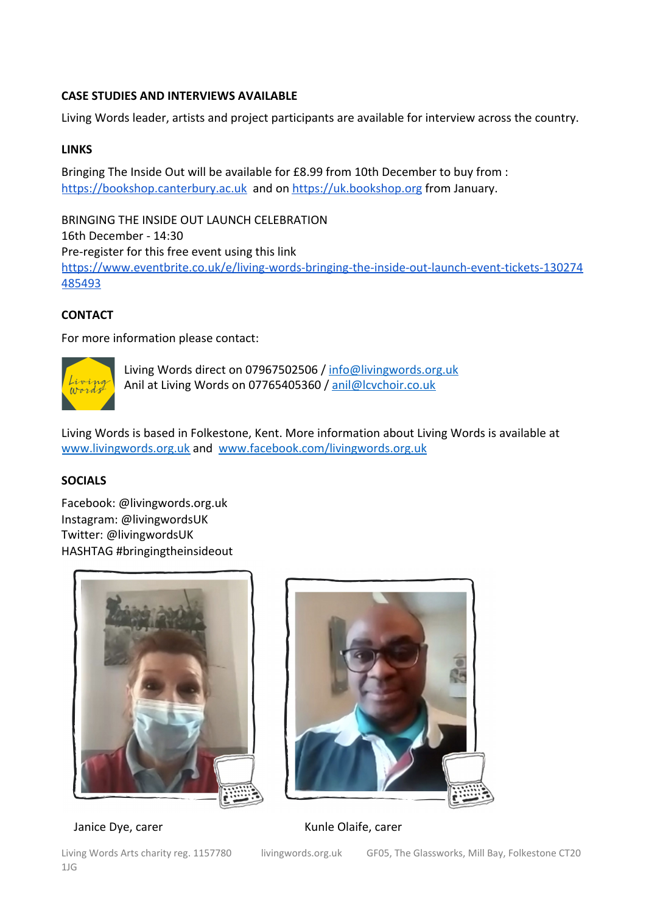**CASE STUDIES AND INTERVIEWS AVAILABLE**

Living Words leader, artists and project participants are available for interview across the country.

**LINKS**

Bringing The Inside Out will be available for £8.99 from 10th December to buy from : https://bookshop.canterbury.ac.uk and on https://uk.bookshop.org from January.

BRINGING THE INSIDE OUT LAUNCH CELEBRATION
16th December - 14:30
Pre-register for this free event using this link
https://www.eventbrite.co.uk/e/living-words-bringing-the-inside-out-launch-event-tickets-130274485493

**CONTACT**

For more information please contact:

Living Words direct on 07967502506 / info@livingwords.org.uk
Anil at Living Words on 07765405360 / anil@lcvchoir.co.uk

Living Words is based in Folkestone, Kent. More information about Living Words is available at www.livingwords.org.uk and www.facebook.com/livingwords.org.uk

**SOCIALS**

Facebook: @livingwords.org.uk
Instagram: @livingwordsUK
Twitter: @livingwordsUK
HASHTAG #bringingtheinsideout

Janice Dye, carer

Kunle Olaife, carer

Living Words Arts charity reg. 1157780 livingwords.org.uk GF05, The Glassworks, Mill Bay, Folkestone CT20 1JG